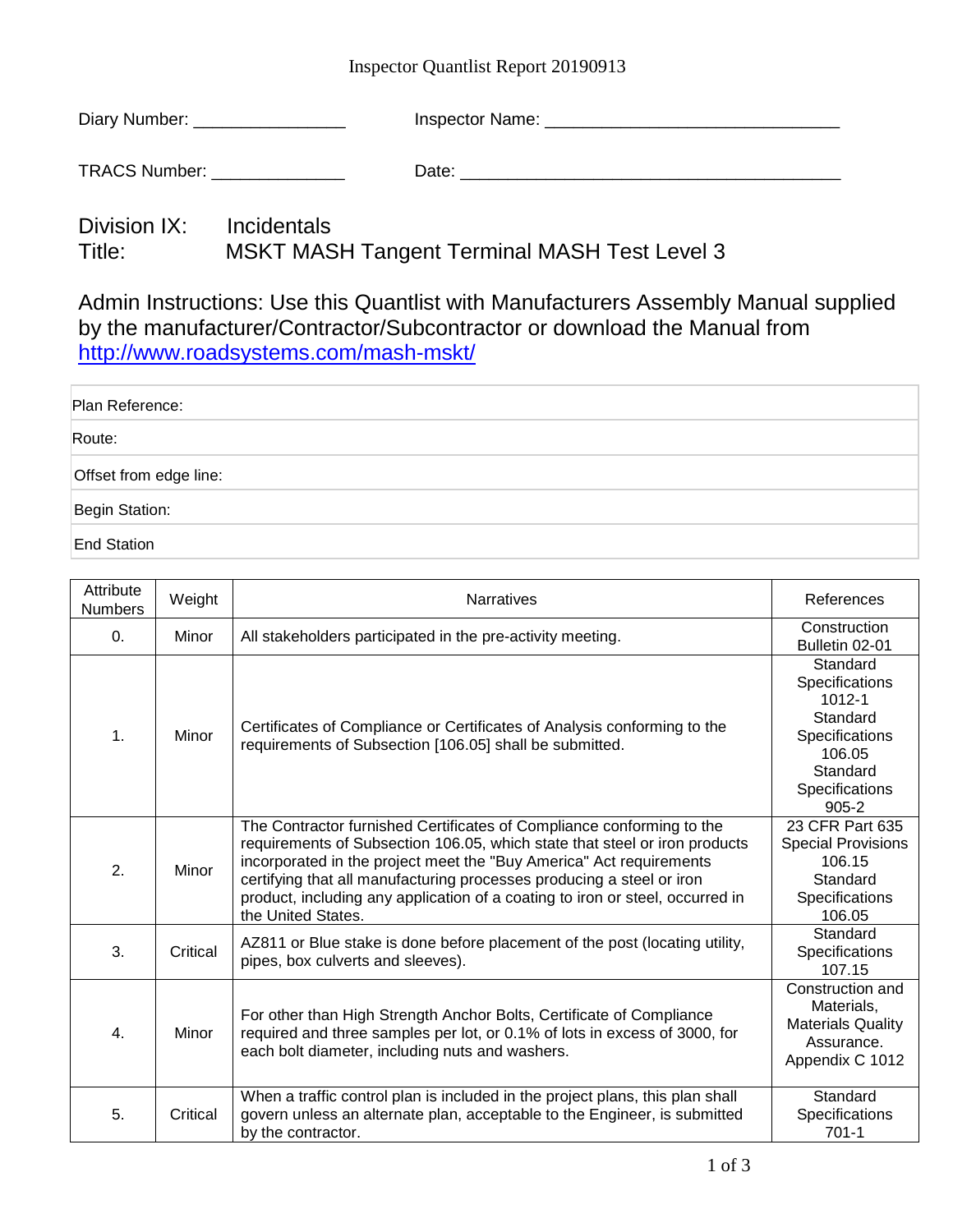# Inspector Quantlist Report 20190913

Diary Number: ________________ Inspector Name: ______________________________

TRACS Number: ______________ Date: ________________________________________

Division IX: Incidentals
Title: MSKT MASH Tangent Terminal MASH Test Level 3

Admin Instructions: Use this Quantlist with Manufacturers Assembly Manual supplied by the manufacturer/Contractor/Subcontractor or download the Manual from http://www.roadsystems.com/mash-mskt/

| |
|---|
| Plan Reference: |
| Route: |
| Offset from edge line: |
| Begin Station: |
| End Station |

| Attribute Numbers | Weight | Narratives | References |
|---|---|---|---|
| 0. | Minor | All stakeholders participated in the pre-activity meeting. | Construction Bulletin 02-01 |
| 1. | Minor | Certificates of Compliance or Certificates of Analysis conforming to the requirements of Subsection [106.05] shall be submitted. | Standard Specifications 1012-1 Standard Specifications 106.05 Standard Specifications 905-2 |
| 2. | Minor | The Contractor furnished Certificates of Compliance conforming to the requirements of Subsection 106.05, which state that steel or iron products incorporated in the project meet the "Buy America" Act requirements certifying that all manufacturing processes producing a steel or iron product, including any application of a coating to iron or steel, occurred in the United States. | 23 CFR Part 635 Special Provisions 106.15 Standard Specifications 106.05 |
| 3. | Critical | AZ811 or Blue stake is done before placement of the post (locating utility, pipes, box culverts and sleeves). | Standard Specifications 107.15 |
| 4. | Minor | For other than High Strength Anchor Bolts, Certificate of Compliance required and three samples per lot, or 0.1% of lots in excess of 3000, for each bolt diameter, including nuts and washers. | Construction and Materials, Materials Quality Assurance. Appendix C 1012 |
| 5. | Critical | When a traffic control plan is included in the project plans, this plan shall govern unless an alternate plan, acceptable to the Engineer, is submitted by the contractor. | Standard Specifications 701-1 |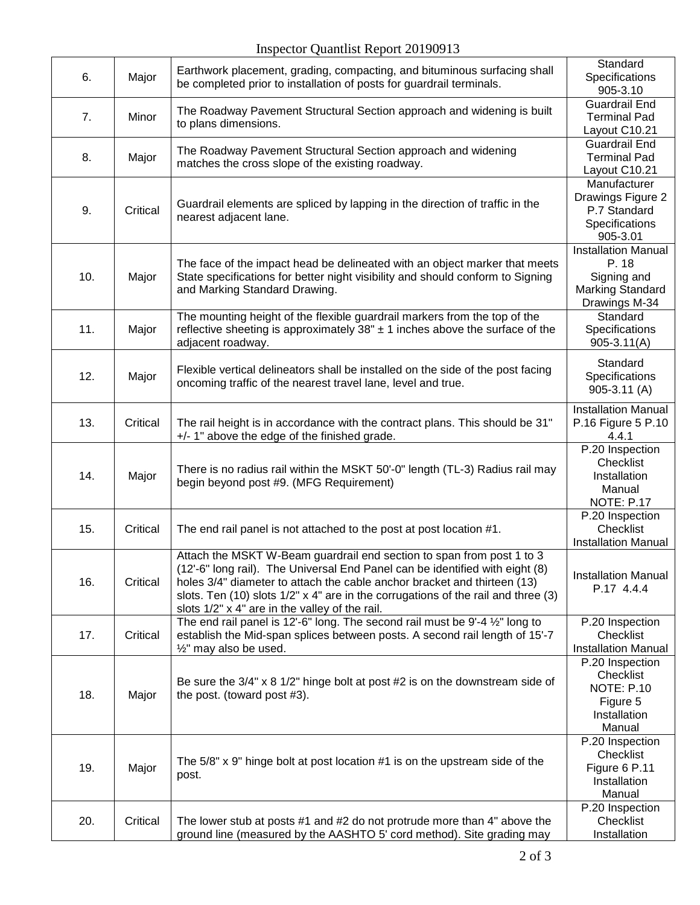| 6. | Major | Earthwork placement, grading, compacting, and bituminous surfacing shall be completed prior to installation of posts for guardrail terminals. | Standard Specifications 905-3.10 |
|---|---|---|---|
| 7. | Minor | The Roadway Pavement Structural Section approach and widening is built to plans dimensions. | Guardrail End Terminal Pad Layout C10.21 |
| 8. | Major | The Roadway Pavement Structural Section approach and widening matches the cross slope of the existing roadway. | Guardrail End Terminal Pad Layout C10.21 |
| 9. | Critical | Guardrail elements are spliced by lapping in the direction of traffic in the nearest adjacent lane. | Manufacturer Drawings Figure 2 P.7 Standard Specifications 905-3.01 |
| 10. | Major | The face of the impact head be delineated with an object marker that meets State specifications for better night visibility and should conform to Signing and Marking Standard Drawing. | Installation Manual P. 18 Signing and Marking Standard Drawings M-34 |
| 11. | Major | The mounting height of the flexible guardrail markers from the top of the reflective sheeting is approximately 38" ± 1 inches above the surface of the adjacent roadway. | Standard Specifications 905-3.11(A) |
| 12. | Major | Flexible vertical delineators shall be installed on the side of the post facing oncoming traffic of the nearest travel lane, level and true. | Standard Specifications 905-3.11 (A) |
| 13. | Critical | The rail height is in accordance with the contract plans. This should be 31" +/- 1" above the edge of the finished grade. | Installation Manual P.16 Figure 5 P.10 4.4.1 |
| 14. | Major | There is no radius rail within the MSKT 50'-0" length (TL-3) Radius rail may begin beyond post #9. (MFG Requirement) | P.20 Inspection Checklist Installation Manual NOTE: P.17 |
| 15. | Critical | The end rail panel is not attached to the post at post location #1. | P.20 Inspection Checklist Installation Manual |
| 16. | Critical | Attach the MSKT W-Beam guardrail end section to span from post 1 to 3 (12'-6" long rail). The Universal End Panel can be identified with eight (8) holes 3/4" diameter to attach the cable anchor bracket and thirteen (13) slots. Ten (10) slots 1/2" x 4" are in the corrugations of the rail and three (3) slots 1/2" x 4" are in the valley of the rail. | Installation Manual P.17 4.4.4 |
| 17. | Critical | The end rail panel is 12'-6" long. The second rail must be 9'-4 ½" long to establish the Mid-span splices between posts. A second rail length of 15'-7 ½" may also be used. | P.20 Inspection Checklist Installation Manual |
| 18. | Major | Be sure the 3/4" x 8 1/2" hinge bolt at post #2 is on the downstream side of the post. (toward post #3). | P.20 Inspection Checklist NOTE: P.10 Figure 5 Installation Manual |
| 19. | Major | The 5/8" x 9" hinge bolt at post location #1 is on the upstream side of the post. | P.20 Inspection Checklist Figure 6 P.11 Installation Manual |
| 20. | Critical | The lower stub at posts #1 and #2 do not protrude more than 4" above the ground line (measured by the AASHTO 5' cord method). Site grading may | P.20 Inspection Checklist Installation |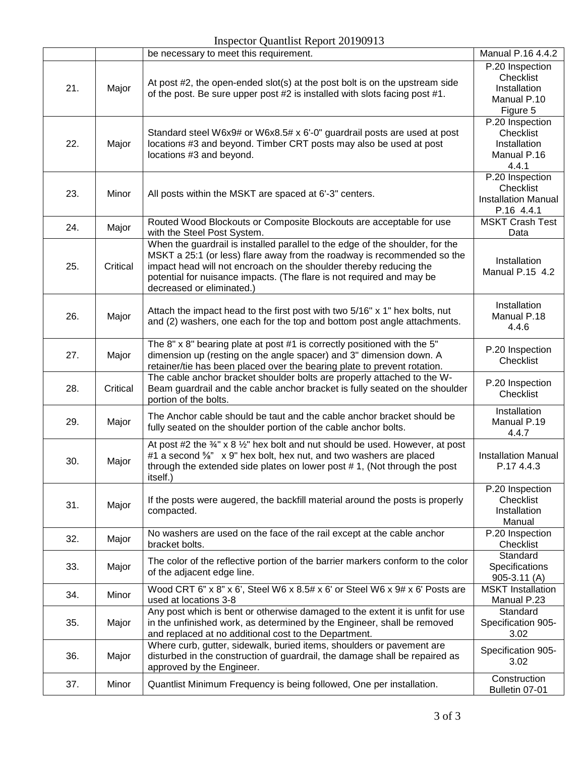| | | | |
|---|---|---|---|
| | | be necessary to meet this requirement. | Manual P.16 4.4.2 |
| 21. | Major | At post #2, the open-ended slot(s) at the post bolt is on the upstream side of the post. Be sure upper post #2 is installed with slots facing post #1. | P.20 Inspection Checklist Installation Manual P.10 Figure 5 |
| 22. | Major | Standard steel W6x9# or W6x8.5# x 6'-0" guardrail posts are used at post locations #3 and beyond. Timber CRT posts may also be used at post locations #3 and beyond. | P.20 Inspection Checklist Installation Manual P.16 4.4.1 |
| 23. | Minor | All posts within the MSKT are spaced at 6'-3" centers. | P.20 Inspection Checklist Installation Manual P.16 4.4.1 |
| 24. | Major | Routed Wood Blockouts or Composite Blockouts are acceptable for use with the Steel Post System. | MSKT Crash Test Data |
| 25. | Critical | When the guardrail is installed parallel to the edge of the shoulder, for the MSKT a 25:1 (or less) flare away from the roadway is recommended so the impact head will not encroach on the shoulder thereby reducing the potential for nuisance impacts. (The flare is not required and may be decreased or eliminated.) | Installation Manual P.15 4.2 |
| 26. | Major | Attach the impact head to the first post with two 5/16" x 1" hex bolts, nut and (2) washers, one each for the top and bottom post angle attachments. | Installation Manual P.18 4.4.6 |
| 27. | Major | The 8" x 8" bearing plate at post #1 is correctly positioned with the 5" dimension up (resting on the angle spacer) and 3" dimension down. A retainer/tie has been placed over the bearing plate to prevent rotation. | P.20 Inspection Checklist |
| 28. | Critical | The cable anchor bracket shoulder bolts are properly attached to the W-Beam guardrail and the cable anchor bracket is fully seated on the shoulder portion of the bolts. | P.20 Inspection Checklist |
| 29. | Major | The Anchor cable should be taut and the cable anchor bracket should be fully seated on the shoulder portion of the cable anchor bolts. | Installation Manual P.19 4.4.7 |
| 30. | Major | At post #2 the ¾" x 8 ½" hex bolt and nut should be used. However, at post #1 a second ⅝" x 9" hex bolt, hex nut, and two washers are placed through the extended side plates on lower post # 1, (Not through the post itself.) | Installation Manual P.17 4.4.3 |
| 31. | Major | If the posts were augered, the backfill material around the posts is properly compacted. | P.20 Inspection Checklist Installation Manual |
| 32. | Major | No washers are used on the face of the rail except at the cable anchor bracket bolts. | P.20 Inspection Checklist |
| 33. | Major | The color of the reflective portion of the barrier markers conform to the color of the adjacent edge line. | Standard Specifications 905-3.11 (A) |
| 34. | Minor | Wood CRT 6" x 8" x 6', Steel W6 x 8.5# x 6' or Steel W6 x 9# x 6' Posts are used at locations 3-8 | MSKT Installation Manual P.23 |
| 35. | Major | Any post which is bent or otherwise damaged to the extent it is unfit for use in the unfinished work, as determined by the Engineer, shall be removed and replaced at no additional cost to the Department. | Standard Specification 905-3.02 |
| 36. | Major | Where curb, gutter, sidewalk, buried items, shoulders or pavement are disturbed in the construction of guardrail, the damage shall be repaired as approved by the Engineer. | Specification 905-3.02 |
| 37. | Minor | Quantlist Minimum Frequency is being followed, One per installation. | Construction Bulletin 07-01 |